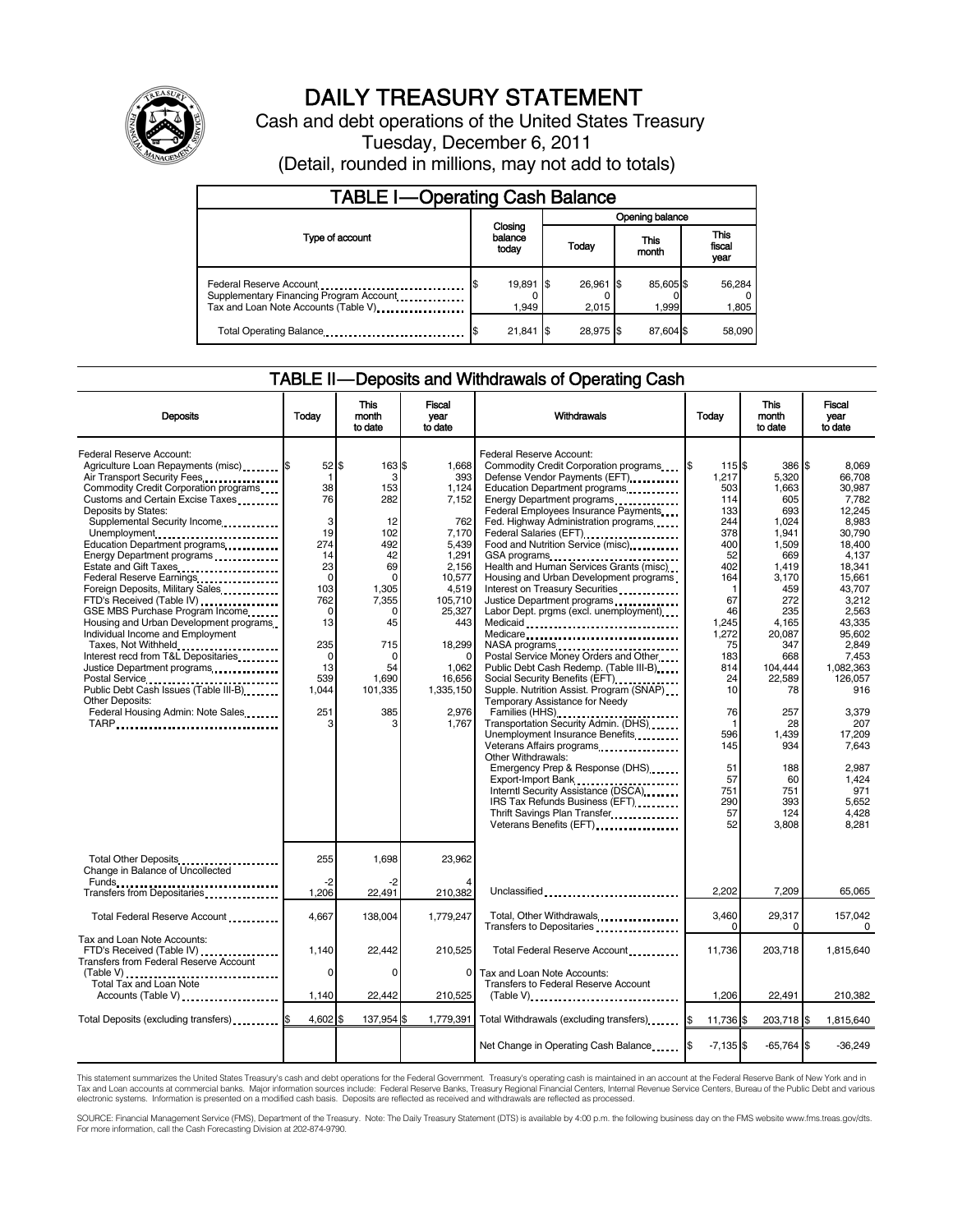# DAILY TREASURY STATEMENT

Cash and debt operations of the United States Treasury

Tuesday, December 6, 2011

(Detail, rounded in millions, may not add to totals)

## TABLE I—Operating Cash Balance

| Type of account | Closing balance today | Opening balance Today | Opening balance This month | Opening balance This fiscal year |
|---|---|---|---|---|
| Federal Reserve Account | $ 19,891 | $ 26,961 | $ 85,605 | $ 56,284 |
| Supplementary Financing Program Account | 0 | 0 | 0 | 0 |
| Tax and Loan Note Accounts (Table V) | 1,949 | 2,015 | 1,999 | 1,805 |
| Total Operating Balance | $ 21,841 | $ 28,975 | $ 87,604 | $ 58,090 |

## TABLE II—Deposits and Withdrawals of Operating Cash

| Deposits | Today | This month to date | Fiscal year to date |
|---|---|---|---|
| Federal Reserve Account: | | | |
| Agriculture Loan Repayments (misc) | $ 52 | $ 163 | $ 1,668 |
| Air Transport Security Fees | 1 | 3 | 393 |
| Commodity Credit Corporation programs | 38 | 153 | 1,124 |
| Customs and Certain Excise Taxes | 76 | 282 | 7,152 |
| Deposits by States: | | | |
| Supplemental Security Income | 3 | 12 | 762 |
| Unemployment | 19 | 102 | 7,170 |
| Education Department programs | 274 | 492 | 5,439 |
| Energy Department programs | 14 | 42 | 1,291 |
| Estate and Gift Taxes | 23 | 69 | 2,156 |
| Federal Reserve Earnings | 0 | 0 | 10,577 |
| Foreign Deposits, Military Sales | 103 | 1,305 | 4,519 |
| FTD's Received (Table IV) | 762 | 7,355 | 105,710 |
| GSE MBS Purchase Program Income | 0 | 0 | 25,327 |
| Housing and Urban Development programs | 13 | 45 | 443 |
| Individual Income and Employment Taxes, Not Withheld | 235 | 715 | 18,299 |
| Interest recd from T&L Depositaries | 0 | 0 | 0 |
| Justice Department programs | 13 | 54 | 1,062 |
| Postal Service | 539 | 1,690 | 16,656 |
| Public Debt Cash Issues (Table III-B) | 1,044 | 101,335 | 1,335,150 |
| Other Deposits: | | | |
| Federal Housing Admin: Note Sales | 251 | 385 | 2,976 |
| TARP | 3 | 3 | 1,767 |
| Total Other Deposits | 255 | 1,698 | 23,962 |
| Change in Balance of Uncollected Funds | -2 | -2 | 4 |
| Transfers from Depositaries | 1,206 | 22,491 | 210,382 |
| Total Federal Reserve Account | 4,667 | 138,004 | 1,779,247 |
| Tax and Loan Note Accounts: | | | |
| FTD's Received (Table IV) | 1,140 | 22,442 | 210,525 |
| Transfers from Federal Reserve Account (Table V) | 0 | 0 | 0 |
| Total Tax and Loan Note Accounts (Table V) | 1,140 | 22,442 | 210,525 |
| Total Deposits (excluding transfers) | $ 4,602 | $ 137,954 | $ 1,779,391 |

| Withdrawals | Today | This month to date | Fiscal year to date |
|---|---|---|---|
| Federal Reserve Account: | | | |
| Commodity Credit Corporation programs | $ 115 | $ 386 | $ 8,069 |
| Defense Vendor Payments (EFT) | 1,217 | 5,320 | 66,708 |
| Education Department programs | 503 | 1,663 | 30,987 |
| Energy Department programs | 114 | 605 | 7,782 |
| Federal Employees Insurance Payments | 133 | 693 | 12,245 |
| Fed. Highway Administration programs | 244 | 1,024 | 8,983 |
| Federal Salaries (EFT) | 378 | 1,941 | 30,790 |
| Food and Nutrition Service (misc) | 400 | 1,509 | 18,400 |
| GSA programs | 52 | 669 | 4,137 |
| Health and Human Services Grants (misc) | 402 | 1,419 | 18,341 |
| Housing and Urban Development programs | 164 | 3,170 | 15,661 |
| Interest on Treasury Securities | 1 | 459 | 43,707 |
| Justice Department programs | 67 | 272 | 3,212 |
| Labor Dept. prgms (excl. unemployment) | 46 | 235 | 2,563 |
| Medicaid | 1,245 | 4,165 | 43,335 |
| Medicare | 1,272 | 20,087 | 95,602 |
| NASA programs | 75 | 347 | 2,849 |
| Postal Service Money Orders and Other | 183 | 668 | 7,453 |
| Public Debt Cash Redemp. (Table III-B) | 814 | 104,444 | 1,082,363 |
| Social Security Benefits (EFT) | 24 | 22,589 | 126,057 |
| Supple. Nutrition Assist. Program (SNAP) | 10 | 78 | 916 |
| Temporary Assistance for Needy Families (HHS) | 76 | 257 | 3,379 |
| Transportation Security Admin. (DHS) | 1 | 28 | 207 |
| Unemployment Insurance Benefits | 596 | 1,439 | 17,209 |
| Veterans Affairs programs | 145 | 934 | 7,643 |
| Other Withdrawals: | | | |
| Emergency Prep & Response (DHS) | 51 | 188 | 2,987 |
| Export-Import Bank | 57 | 60 | 1,424 |
| Interntl Security Assistance (DSCA) | 751 | 751 | 971 |
| IRS Tax Refunds Business (EFT) | 290 | 393 | 5,652 |
| Thrift Savings Plan Transfer | 57 | 124 | 4,428 |
| Veterans Benefits (EFT) | 52 | 3,808 | 8,281 |
| Unclassified | 2,202 | 7,209 | 65,065 |
| Total, Other Withdrawals | 3,460 | 29,317 | 157,042 |
| Transfers to Depositaries | 0 | 0 | 0 |
| Total Federal Reserve Account | 11,736 | 203,718 | 1,815,640 |
| Tax and Loan Note Accounts: | | | |
| Transfers to Federal Reserve Account (Table V) | 1,206 | 22,491 | 210,382 |
| Total Withdrawals (excluding transfers) | $ 11,736 | $ 203,718 | $ 1,815,640 |
| Net Change in Operating Cash Balance | $ -7,135 | $ -65,764 | $ -36,249 |

This statement summarizes the United States Treasury's cash and debt operations for the Federal Government. Treasury's operating cash is maintained in an account at the Federal Reserve Bank of New York and in Tax and Loan accounts at commercial banks. Major information sources include: Federal Reserve Banks, Treasury Regional Financial Centers, Internal Revenue Service Centers, Bureau of the Public Debt and various electronic systems. Information is presented on a modified cash basis. Deposits are reflected as received and withdrawals are reflected as processed.

SOURCE: Financial Management Service (FMS), Department of the Treasury. Note: The Daily Treasury Statement (DTS) is available by 4:00 p.m. the following business day on the FMS website www.fms.treas.gov/dts. For more information, call the Cash Forecasting Division at 202-874-9790.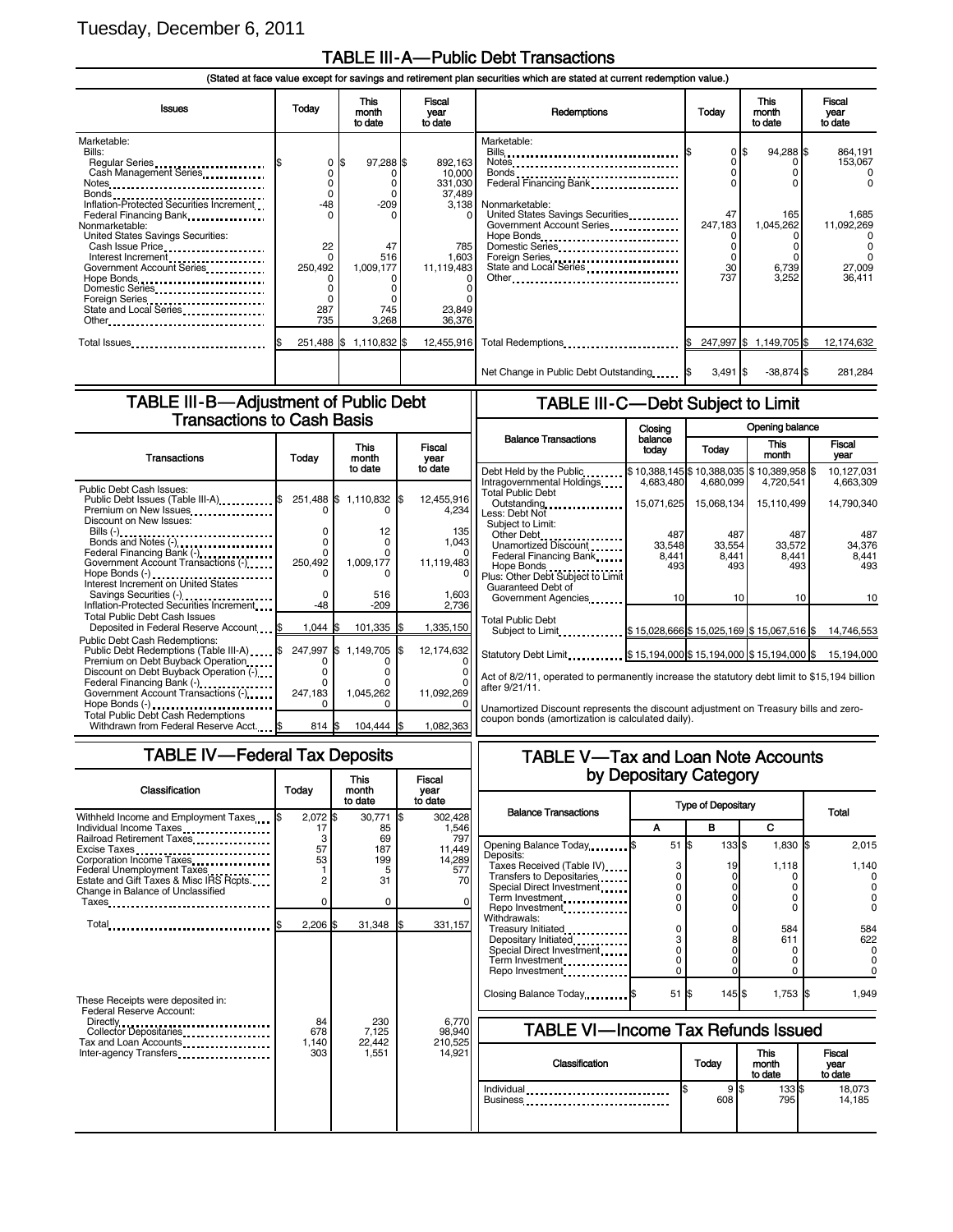Tuesday, December 6, 2011

## TABLE III-A—Public Debt Transactions

(Stated at face value except for savings and retirement plan securities which are stated at current redemption value.)

| Issues | Today | This month to date | Fiscal year to date |
|---|---|---|---|
| Marketable: | | | |
| Bills: | | | |
| Regular Series | $ 0 | $ 97,288 | $ 892,163 |
| Cash Management Series | 0 | 0 | 10,000 |
| Notes | 0 | 0 | 331,030 |
| Bonds | 0 | 0 | 37,489 |
| Inflation-Protected Securities Increment | -48 | -209 | 3,138 |
| Federal Financing Bank | 0 | 0 | 0 |
| Nonmarketable: | | | |
| United States Savings Securities: | | | |
| Cash Issue Price | 22 | 47 | 785 |
| Interest Increment | 0 | 516 | 1,603 |
| Government Account Series | 250,492 | 1,009,177 | 11,119,483 |
| Hope Bonds | 0 | 0 | 0 |
| Domestic Series | 0 | 0 | 0 |
| Foreign Series | 0 | 0 | 0 |
| State and Local Series | 287 | 745 | 23,849 |
| Other | 735 | 3,268 | 36,376 |
| Total Issues | $ 251,488 | $ 1,110,832 | $ 12,455,916 |

| Redemptions | Today | This month to date | Fiscal year to date |
|---|---|---|---|
| Marketable: | | | |
| Bills | $ 0 | $ 94,288 | $ 864,191 |
| Notes | 0 | 0 | 153,067 |
| Bonds | 0 | 0 | 0 |
| Federal Financing Bank | 0 | 0 | 0 |
| Nonmarketable: | | | |
| United States Savings Securities | 47 | 165 | 1,685 |
| Government Account Series | 247,183 | 1,045,262 | 11,092,269 |
| Hope Bonds | 0 | 0 | 0 |
| Domestic Series | 0 | 0 | 0 |
| Foreign Series | 0 | 0 | 0 |
| State and Local Series | 30 | 6,739 | 27,009 |
| Other | 737 | 3,252 | 36,411 |
| Total Redemptions | $ 247,997 | $ 1,149,705 | $ 12,174,632 |
| Net Change in Public Debt Outstanding | $ 3,491 | $ -38,874 | $ 281,284 |

## TABLE III-B—Adjustment of Public Debt Transactions to Cash Basis

| Transactions | Today | This month to date | Fiscal year to date |
|---|---|---|---|
| Public Debt Cash Issues: | | | |
| Public Debt Issues (Table III-A) | $ 251,488 | $ 1,110,832 | $ 12,455,916 |
| Premium on New Issues | 0 | 0 | 4,234 |
| Discount on New Issues: | | | |
| Bills (-) | 0 | 12 | 135 |
| Bonds and Notes (-) | 0 | 0 | 1,043 |
| Federal Financing Bank (-) | 0 | 0 | 0 |
| Government Account Transactions (-) | 250,492 | 1,009,177 | 11,119,483 |
| Hope Bonds (-) | 0 | 0 | 0 |
| Interest Increment on United States Savings Securities (-) | 0 | 516 | 1,603 |
| Inflation-Protected Securities Increment | -48 | -209 | 2,736 |
| Total Public Debt Cash Issues Deposited in Federal Reserve Account | $ 1,044 | $ 101,335 | $ 1,335,150 |
| Public Debt Cash Redemptions: | | | |
| Public Debt Redemptions (Table III-A) | $ 247,997 | $ 1,149,705 | $ 12,174,632 |
| Premium on Debt Buyback Operation | 0 | 0 | 0 |
| Discount on Debt Buyback Operation (-) | 0 | 0 | 0 |
| Federal Financing Bank (-) | 0 | 0 | 0 |
| Government Account Transactions (-) | 247,183 | 1,045,262 | 11,092,269 |
| Hope Bonds (-) | 0 | 0 | 0 |
| Total Public Debt Cash Redemptions Withdrawn from Federal Reserve Acct. | $ 814 | $ 104,444 | $ 1,082,363 |

## TABLE III-C—Debt Subject to Limit

| Balance Transactions | Closing balance today | Opening balance Today | Opening balance This month | Opening balance Fiscal year |
|---|---|---|---|---|
| Debt Held by the Public | $ 10,388,145 | $ 10,388,035 | $ 10,389,958 | $ 10,127,031 |
| Intragovernmental Holdings | 4,683,480 | 4,680,099 | 4,720,541 | 4,663,309 |
| Total Public Debt Outstanding | 15,071,625 | 15,068,134 | 15,110,499 | 14,790,340 |
| Less: Debt Not Subject to Limit: | | | | |
| Other Debt | 487 | 487 | 487 | 487 |
| Unamortized Discount | 33,548 | 33,554 | 33,572 | 34,376 |
| Federal Financing Bank | 8,441 | 8,441 | 8,441 | 8,441 |
| Hope Bonds | 493 | 493 | 493 | 493 |
| Plus: Other Debt Subject to Limit | | | | |
| Guaranteed Debt of Government Agencies | 10 | 10 | 10 | 10 |
| Total Public Debt Subject to Limit | $ 15,028,666 | $ 15,025,169 | $ 15,067,516 | $ 14,746,553 |
| Statutory Debt Limit | $ 15,194,000 | $ 15,194,000 | $ 15,194,000 | $ 15,194,000 |

Act of 8/2/11, operated to permanently increase the statutory debt limit to $15,194 billion after 9/21/11.

Unamortized Discount represents the discount adjustment on Treasury bills and zero-coupon bonds (amortization is calculated daily).

## TABLE IV—Federal Tax Deposits

| Classification | Today | This month to date | Fiscal year to date |
|---|---|---|---|
| Withheld Income and Employment Taxes | $ 2,072 | $ 30,771 | $ 302,428 |
| Individual Income Taxes | 17 | 85 | 1,546 |
| Railroad Retirement Taxes | 3 | 69 | 797 |
| Excise Taxes | 57 | 187 | 11,449 |
| Corporation Income Taxes | 53 | 199 | 14,289 |
| Federal Unemployment Taxes | 1 | 5 | 577 |
| Estate and Gift Taxes & Misc IRS Rcpts. | 2 | 31 | 70 |
| Change in Balance of Unclassified Taxes | 0 | 0 | 0 |
| Total | $ 2,206 | $ 31,348 | $ 331,157 |
| These Receipts were deposited in: | | | |
| Federal Reserve Account: | | | |
| Directly | 84 | 230 | 6,770 |
| Collector Depositaries | 678 | 7,125 | 98,940 |
| Tax and Loan Accounts | 1,140 | 22,442 | 210,525 |
| Inter-agency Transfers | 303 | 1,551 | 14,921 |

## TABLE V—Tax and Loan Note Accounts by Depositary Category

| Balance Transactions | Type of Depositary A | B | C | Total |
|---|---|---|---|---|
| Opening Balance Today | $ 51 | $ 133 | $ 1,830 | $ 2,015 |
| Deposits: | | | | |
| Taxes Received (Table IV) | 3 | 19 | 1,118 | 1,140 |
| Transfers to Depositaries | 0 | 0 | 0 | 0 |
| Special Direct Investment | 0 | 0 | 0 | 0 |
| Term Investment | 0 | 0 | 0 | 0 |
| Repo Investment | 0 | 0 | 0 | 0 |
| Withdrawals: | | | | |
| Treasury Initiated | 0 | 0 | 584 | 584 |
| Depositary Initiated | 3 | 8 | 611 | 622 |
| Special Direct Investment | 0 | 0 | 0 | 0 |
| Term Investment | 0 | 0 | 0 | 0 |
| Repo Investment | 0 | 0 | 0 | 0 |
| Closing Balance Today | $ 51 | $ 145 | $ 1,753 | $ 1,949 |

## TABLE VI—Income Tax Refunds Issued

| Classification | Today | This month to date | Fiscal year to date |
|---|---|---|---|
| Individual | $ 9 | $ 133 | $ 18,073 |
| Business | 608 | 795 | 14,185 |